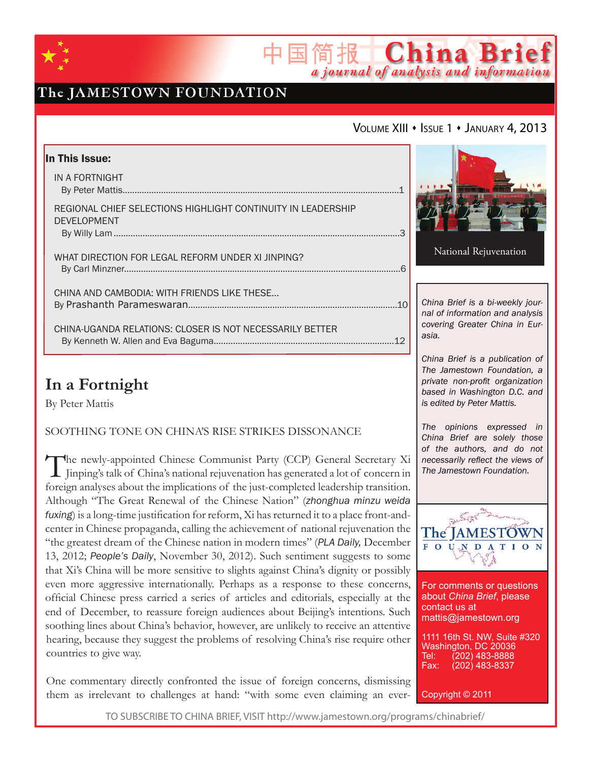# China Brief

*a journal of analysis and information*

The JAMESTOWN FOUNDATION

VOLUME XIII • ISSUE 1 • JANUARY 4, 2013

**In This Issue:**

IN A FORTNIGHT
By Peter Mattis.....1

REGIONAL CHIEF SELECTIONS HIGHLIGHT CONTINUITY IN LEADERSHIP DEVELOPMENT
By Willy Lam.....3

WHAT DIRECTION FOR LEGAL REFORM UNDER XI JINPING?
By Carl Minzner.....6

CHINA AND CAMBODIA: WITH FRIENDS LIKE THESE...
By Prashanth Parameswaran.....10

CHINA-UGANDA RELATIONS: CLOSER IS NOT NECESSARILY BETTER
By Kenneth W. Allen and Eva Baguma.....12

National Rejuvenation

*China Brief is a bi-weekly journal of information and analysis covering Greater China in Eurasia.*

*China Brief is a publication of The Jamestown Foundation, a private non-profit organization based in Washington D.C. and is edited by Peter Mattis.*

*The opinions expressed in China Brief are solely those of the authors, and do not necessarily reflect the views of The Jamestown Foundation.*

For comments or questions about *China Brief*, please contact us at mattis@jamestown.org

1111 16th St. NW, Suite #320
Washington, DC 20036
Tel: (202) 483-8888
Fax: (202) 483-8337

Copyright © 2011

TO SUBSCRIBE TO CHINA BRIEF, VISIT http://www.jamestown.org/programs/chinabrief/

## In a Fortnight

By Peter Mattis

SOOTHING TONE ON CHINA'S RISE STRIKES DISSONANCE

The newly-appointed Chinese Communist Party (CCP) General Secretary Xi Jinping's talk of China's national rejuvenation has generated a lot of concern in foreign analyses about the implications of the just-completed leadership transition. Although "The Great Renewal of the Chinese Nation" (*zhonghua minzu weida fuxing*) is a long-time justification for reform, Xi has returned it to a place front-and-center in Chinese propaganda, calling the achievement of national rejuvenation the "the greatest dream of the Chinese nation in modern times" (*PLA Daily,* December 13, 2012; *People's Daily*, November 30, 2012). Such sentiment suggests to some that Xi's China will be more sensitive to slights against China's dignity or possibly even more aggressive internationally. Perhaps as a response to these concerns, official Chinese press carried a series of articles and editorials, especially at the end of December, to reassure foreign audiences about Beijing's intentions. Such soothing lines about China's behavior, however, are unlikely to receive an attentive hearing, because they suggest the problems of resolving China's rise require other countries to give way.

One commentary directly confronted the issue of foreign concerns, dismissing them as irrelevant to challenges at hand: "with some even claiming an ever-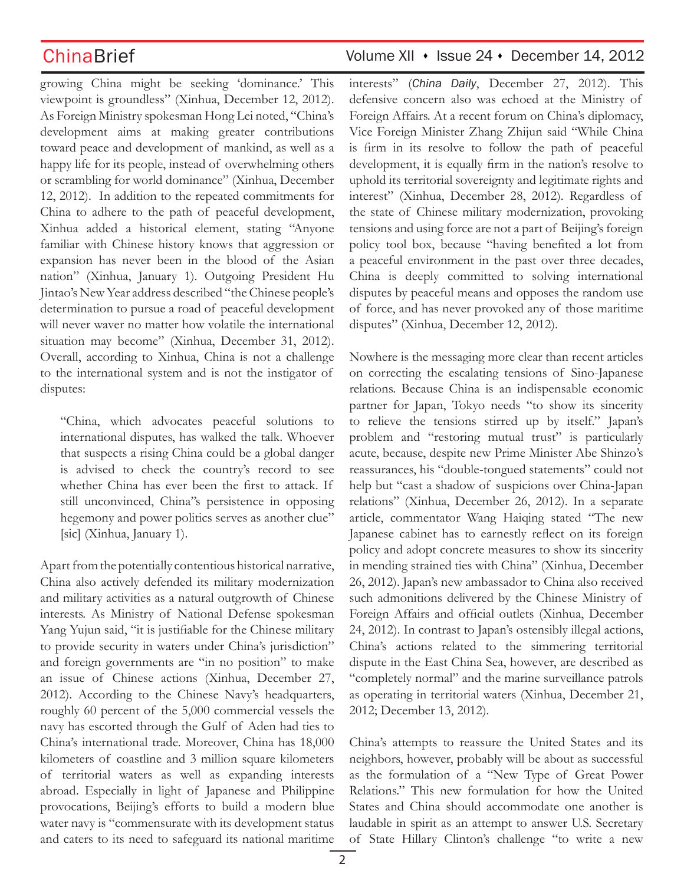growing China might be seeking 'dominance.' This viewpoint is groundless" (Xinhua, December 12, 2012). As Foreign Ministry spokesman Hong Lei noted, "China's development aims at making greater contributions toward peace and development of mankind, as well as a happy life for its people, instead of overwhelming others or scrambling for world dominance" (Xinhua, December 12, 2012). In addition to the repeated commitments for China to adhere to the path of peaceful development, Xinhua added a historical element, stating "Anyone familiar with Chinese history knows that aggression or expansion has never been in the blood of the Asian nation" (Xinhua, January 1). Outgoing President Hu Jintao's New Year address described "the Chinese people's determination to pursue a road of peaceful development will never waver no matter how volatile the international situation may become" (Xinhua, December 31, 2012). Overall, according to Xinhua, China is not a challenge to the international system and is not the instigator of disputes:

> "China, which advocates peaceful solutions to international disputes, has walked the talk. Whoever that suspects a rising China could be a global danger is advised to check the country's record to see whether China has ever been the first to attack. If still unconvinced, China"s persistence in opposing hegemony and power politics serves as another clue" [sic] (Xinhua, January 1).

Apart from the potentially contentious historical narrative, China also actively defended its military modernization and military activities as a natural outgrowth of Chinese interests. As Ministry of National Defense spokesman Yang Yujun said, "it is justifiable for the Chinese military to provide security in waters under China's jurisdiction" and foreign governments are "in no position" to make an issue of Chinese actions (Xinhua, December 27, 2012). According to the Chinese Navy's headquarters, roughly 60 percent of the 5,000 commercial vessels the navy has escorted through the Gulf of Aden had ties to China's international trade. Moreover, China has 18,000 kilometers of coastline and 3 million square kilometers of territorial waters as well as expanding interests abroad. Especially in light of Japanese and Philippine provocations, Beijing's efforts to build a modern blue water navy is "commensurate with its development status and caters to its need to safeguard its national maritime interests" (*China Daily*, December 27, 2012). This defensive concern also was echoed at the Ministry of Foreign Affairs. At a recent forum on China's diplomacy, Vice Foreign Minister Zhang Zhijun said "While China is firm in its resolve to follow the path of peaceful development, it is equally firm in the nation's resolve to uphold its territorial sovereignty and legitimate rights and interest" (Xinhua, December 28, 2012). Regardless of the state of Chinese military modernization, provoking tensions and using force are not a part of Beijing's foreign policy tool box, because "having benefited a lot from a peaceful environment in the past over three decades, China is deeply committed to solving international disputes by peaceful means and opposes the random use of force, and has never provoked any of those maritime disputes" (Xinhua, December 12, 2012).

Nowhere is the messaging more clear than recent articles on correcting the escalating tensions of Sino-Japanese relations. Because China is an indispensable economic partner for Japan, Tokyo needs "to show its sincerity to relieve the tensions stirred up by itself." Japan's problem and "restoring mutual trust" is particularly acute, because, despite new Prime Minister Abe Shinzo's reassurances, his "double-tongued statements" could not help but "cast a shadow of suspicions over China-Japan relations" (Xinhua, December 26, 2012). In a separate article, commentator Wang Haiqing stated "The new Japanese cabinet has to earnestly reflect on its foreign policy and adopt concrete measures to show its sincerity in mending strained ties with China" (Xinhua, December 26, 2012). Japan's new ambassador to China also received such admonitions delivered by the Chinese Ministry of Foreign Affairs and official outlets (Xinhua, December 24, 2012). In contrast to Japan's ostensibly illegal actions, China's actions related to the simmering territorial dispute in the East China Sea, however, are described as "completely normal" and the marine surveillance patrols as operating in territorial waters (Xinhua, December 21, 2012; December 13, 2012).

China's attempts to reassure the United States and its neighbors, however, probably will be about as successful as the formulation of a "New Type of Great Power Relations." This new formulation for how the United States and China should accommodate one another is laudable in spirit as an attempt to answer U.S. Secretary of State Hillary Clinton's challenge "to write a new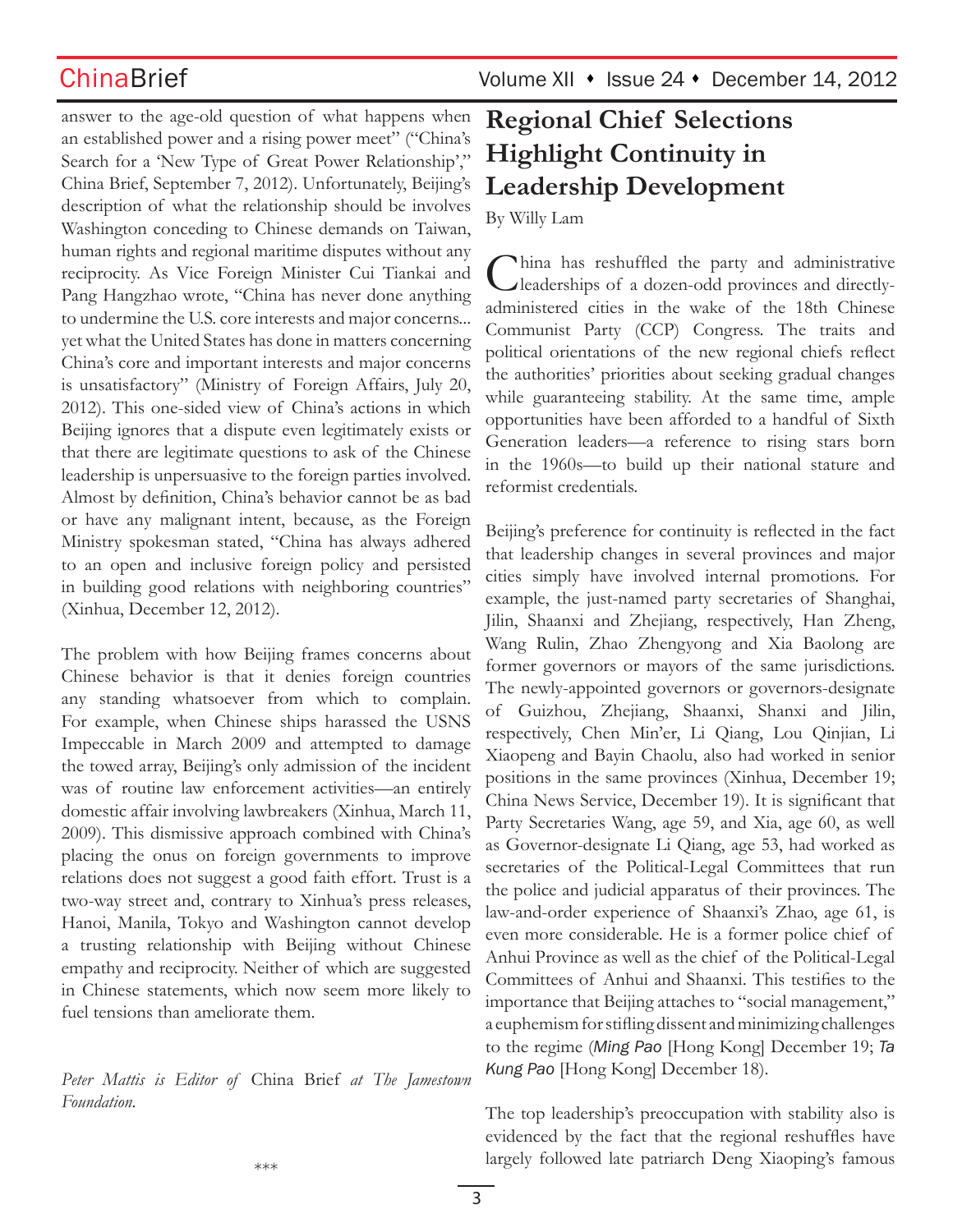answer to the age-old question of what happens when an established power and a rising power meet" ("China's Search for a 'New Type of Great Power Relationship'," China Brief, September 7, 2012). Unfortunately, Beijing's description of what the relationship should be involves Washington conceding to Chinese demands on Taiwan, human rights and regional maritime disputes without any reciprocity. As Vice Foreign Minister Cui Tiankai and Pang Hangzhao wrote, "China has never done anything to undermine the U.S. core interests and major concerns... yet what the United States has done in matters concerning China's core and important interests and major concerns is unsatisfactory" (Ministry of Foreign Affairs, July 20, 2012). This one-sided view of China's actions in which Beijing ignores that a dispute even legitimately exists or that there are legitimate questions to ask of the Chinese leadership is unpersuasive to the foreign parties involved. Almost by definition, China's behavior cannot be as bad or have any malignant intent, because, as the Foreign Ministry spokesman stated, "China has always adhered to an open and inclusive foreign policy and persisted in building good relations with neighboring countries" (Xinhua, December 12, 2012).

The problem with how Beijing frames concerns about Chinese behavior is that it denies foreign countries any standing whatsoever from which to complain. For example, when Chinese ships harassed the USNS Impeccable in March 2009 and attempted to damage the towed array, Beijing's only admission of the incident was of routine law enforcement activities—an entirely domestic affair involving lawbreakers (Xinhua, March 11, 2009). This dismissive approach combined with China's placing the onus on foreign governments to improve relations does not suggest a good faith effort. Trust is a two-way street and, contrary to Xinhua's press releases, Hanoi, Manila, Tokyo and Washington cannot develop a trusting relationship with Beijing without Chinese empathy and reciprocity. Neither of which are suggested in Chinese statements, which now seem more likely to fuel tensions than ameliorate them.

*Peter Mattis is Editor of* China Brief *at The Jamestown Foundation.*

\*\*\*

# Regional Chief Selections Highlight Continuity in Leadership Development

By Willy Lam

China has reshuffled the party and administrative leaderships of a dozen-odd provinces and directly-administered cities in the wake of the 18th Chinese Communist Party (CCP) Congress. The traits and political orientations of the new regional chiefs reflect the authorities' priorities about seeking gradual changes while guaranteeing stability. At the same time, ample opportunities have been afforded to a handful of Sixth Generation leaders—a reference to rising stars born in the 1960s—to build up their national stature and reformist credentials.

Beijing's preference for continuity is reflected in the fact that leadership changes in several provinces and major cities simply have involved internal promotions. For example, the just-named party secretaries of Shanghai, Jilin, Shaanxi and Zhejiang, respectively, Han Zheng, Wang Rulin, Zhao Zhengyong and Xia Baolong are former governors or mayors of the same jurisdictions. The newly-appointed governors or governors-designate of Guizhou, Zhejiang, Shaanxi, Shanxi and Jilin, respectively, Chen Min'er, Li Qiang, Lou Qinjian, Li Xiaopeng and Bayin Chaolu, also had worked in senior positions in the same provinces (Xinhua, December 19; China News Service, December 19). It is significant that Party Secretaries Wang, age 59, and Xia, age 60, as well as Governor-designate Li Qiang, age 53, had worked as secretaries of the Political-Legal Committees that run the police and judicial apparatus of their provinces. The law-and-order experience of Shaanxi's Zhao, age 61, is even more considerable. He is a former police chief of Anhui Province as well as the chief of the Political-Legal Committees of Anhui and Shaanxi. This testifies to the importance that Beijing attaches to "social management," a euphemism for stifling dissent and minimizing challenges to the regime (*Ming Pao* [Hong Kong] December 19; *Ta Kung Pao* [Hong Kong] December 18).

The top leadership's preoccupation with stability also is evidenced by the fact that the regional reshuffles have largely followed late patriarch Deng Xiaoping's famous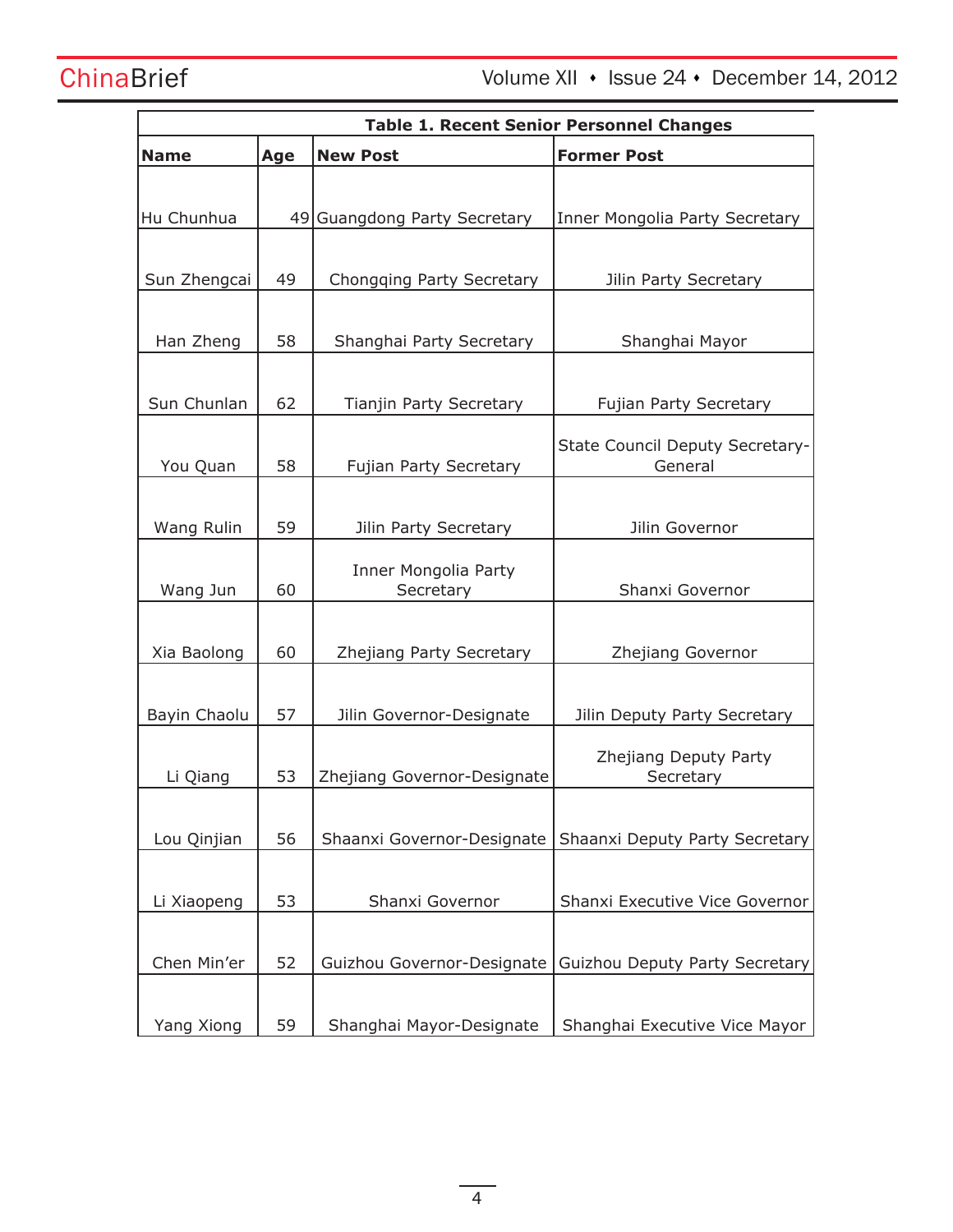**Table 1. Recent Senior Personnel Changes**

| Name | Age | New Post | Former Post |
|---|---|---|---|
| Hu Chunhua | 49 | Guangdong Party Secretary | Inner Mongolia Party Secretary |
| Sun Zhengcai | 49 | Chongqing Party Secretary | Jilin Party Secretary |
| Han Zheng | 58 | Shanghai Party Secretary | Shanghai Mayor |
| Sun Chunlan | 62 | Tianjin Party Secretary | Fujian Party Secretary |
| You Quan | 58 | Fujian Party Secretary | State Council Deputy Secretary-General |
| Wang Rulin | 59 | Jilin Party Secretary | Jilin Governor |
| Wang Jun | 60 | Inner Mongolia Party Secretary | Shanxi Governor |
| Xia Baolong | 60 | Zhejiang Party Secretary | Zhejiang Governor |
| Bayin Chaolu | 57 | Jilin Governor-Designate | Jilin Deputy Party Secretary |
| Li Qiang | 53 | Zhejiang Governor-Designate | Zhejiang Deputy Party Secretary |
| Lou Qinjian | 56 | Shaanxi Governor-Designate | Shaanxi Deputy Party Secretary |
| Li Xiaopeng | 53 | Shanxi Governor | Shanxi Executive Vice Governor |
| Chen Min'er | 52 | Guizhou Governor-Designate | Guizhou Deputy Party Secretary |
| Yang Xiong | 59 | Shanghai Mayor-Designate | Shanghai Executive Vice Mayor |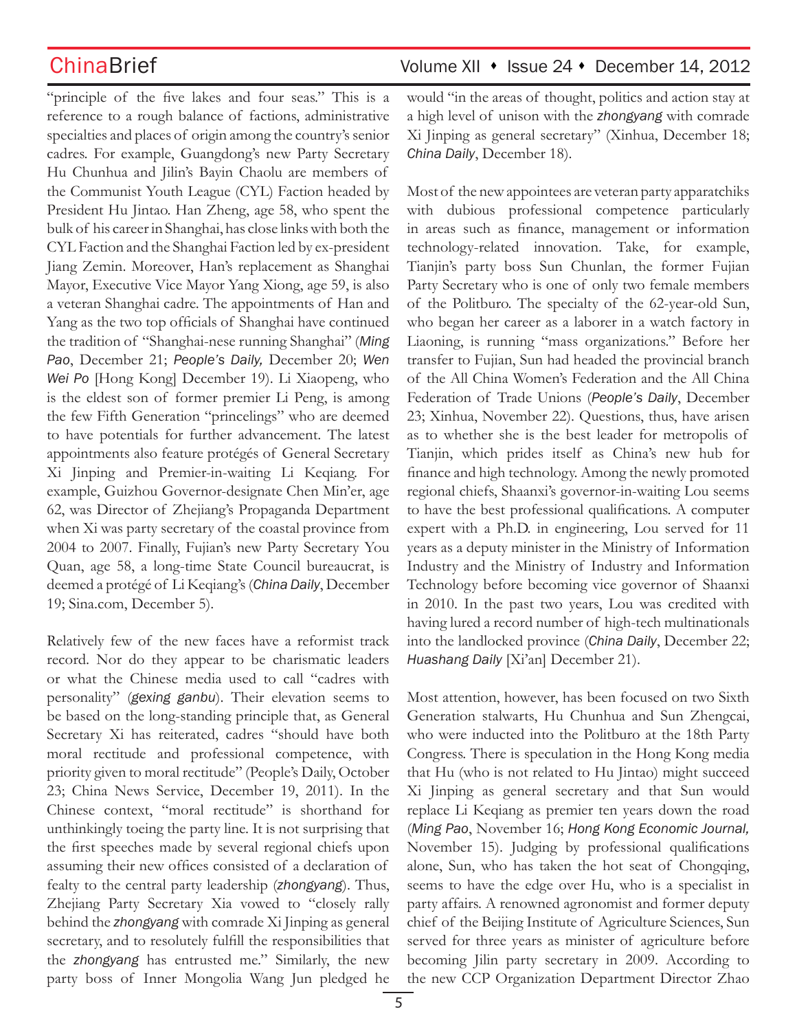"principle of the five lakes and four seas." This is a reference to a rough balance of factions, administrative specialties and places of origin among the country's senior cadres. For example, Guangdong's new Party Secretary Hu Chunhua and Jilin's Bayin Chaolu are members of the Communist Youth League (CYL) Faction headed by President Hu Jintao. Han Zheng, age 58, who spent the bulk of his career in Shanghai, has close links with both the CYL Faction and the Shanghai Faction led by ex-president Jiang Zemin. Moreover, Han's replacement as Shanghai Mayor, Executive Vice Mayor Yang Xiong, age 59, is also a veteran Shanghai cadre. The appointments of Han and Yang as the two top officials of Shanghai have continued the tradition of "Shanghai-nese running Shanghai" (*Ming Pao*, December 21; *People's Daily,* December 20; *Wen Wei Po* [Hong Kong] December 19). Li Xiaopeng, who is the eldest son of former premier Li Peng, is among the few Fifth Generation "princelings" who are deemed to have potentials for further advancement. The latest appointments also feature protégés of General Secretary Xi Jinping and Premier-in-waiting Li Keqiang. For example, Guizhou Governor-designate Chen Min'er, age 62, was Director of Zhejiang's Propaganda Department when Xi was party secretary of the coastal province from 2004 to 2007. Finally, Fujian's new Party Secretary You Quan, age 58, a long-time State Council bureaucrat, is deemed a protégé of Li Keqiang's (*China Daily*, December 19; Sina.com, December 5).

Relatively few of the new faces have a reformist track record. Nor do they appear to be charismatic leaders or what the Chinese media used to call "cadres with personality" (*gexing ganbu*). Their elevation seems to be based on the long-standing principle that, as General Secretary Xi has reiterated, cadres "should have both moral rectitude and professional competence, with priority given to moral rectitude" (People's Daily, October 23; China News Service, December 19, 2011). In the Chinese context, "moral rectitude" is shorthand for unthinkingly toeing the party line. It is not surprising that the first speeches made by several regional chiefs upon assuming their new offices consisted of a declaration of fealty to the central party leadership (*zhongyang*). Thus, Zhejiang Party Secretary Xia vowed to "closely rally behind the *zhongyang* with comrade Xi Jinping as general secretary, and to resolutely fulfill the responsibilities that the *zhongyang* has entrusted me." Similarly, the new party boss of Inner Mongolia Wang Jun pledged he would "in the areas of thought, politics and action stay at a high level of unison with the *zhongyang* with comrade Xi Jinping as general secretary" (Xinhua, December 18; *China Daily*, December 18).

Most of the new appointees are veteran party apparatchiks with dubious professional competence particularly in areas such as finance, management or information technology-related innovation. Take, for example, Tianjin's party boss Sun Chunlan, the former Fujian Party Secretary who is one of only two female members of the Politburo. The specialty of the 62-year-old Sun, who began her career as a laborer in a watch factory in Liaoning, is running "mass organizations." Before her transfer to Fujian, Sun had headed the provincial branch of the All China Women's Federation and the All China Federation of Trade Unions (*People's Daily*, December 23; Xinhua, November 22). Questions, thus, have arisen as to whether she is the best leader for metropolis of Tianjin, which prides itself as China's new hub for finance and high technology. Among the newly promoted regional chiefs, Shaanxi's governor-in-waiting Lou seems to have the best professional qualifications. A computer expert with a Ph.D. in engineering, Lou served for 11 years as a deputy minister in the Ministry of Information Industry and the Ministry of Industry and Information Technology before becoming vice governor of Shaanxi in 2010. In the past two years, Lou was credited with having lured a record number of high-tech multinationals into the landlocked province (*China Daily*, December 22; *Huashang Daily* [Xi'an] December 21).

Most attention, however, has been focused on two Sixth Generation stalwarts, Hu Chunhua and Sun Zhengcai, who were inducted into the Politburo at the 18th Party Congress. There is speculation in the Hong Kong media that Hu (who is not related to Hu Jintao) might succeed Xi Jinping as general secretary and that Sun would replace Li Keqiang as premier ten years down the road (*Ming Pao*, November 16; *Hong Kong Economic Journal,* November 15). Judging by professional qualifications alone, Sun, who has taken the hot seat of Chongqing, seems to have the edge over Hu, who is a specialist in party affairs. A renowned agronomist and former deputy chief of the Beijing Institute of Agriculture Sciences, Sun served for three years as minister of agriculture before becoming Jilin party secretary in 2009. According to the new CCP Organization Department Director Zhao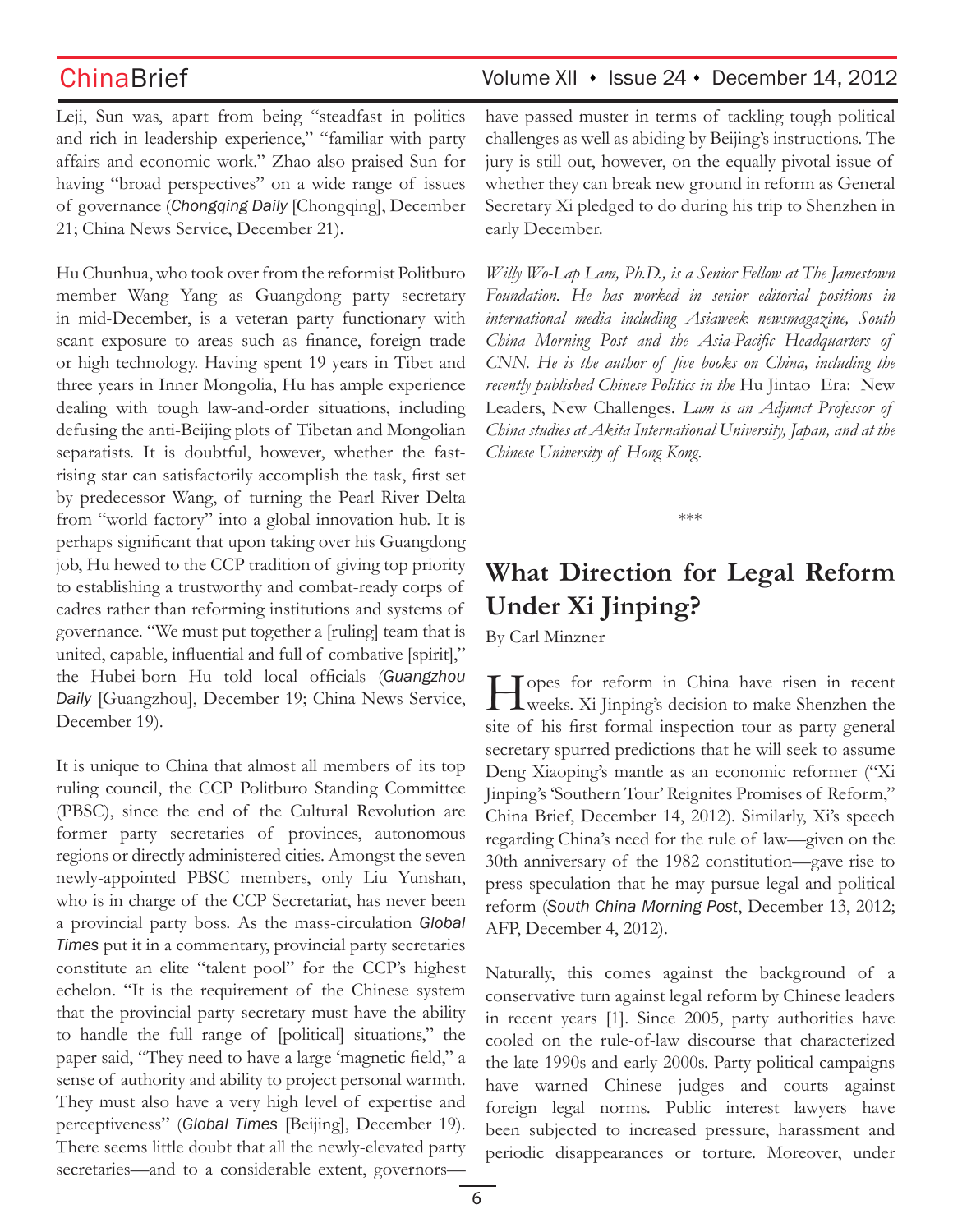Leji, Sun was, apart from being "steadfast in politics and rich in leadership experience," "familiar with party affairs and economic work." Zhao also praised Sun for having "broad perspectives" on a wide range of issues of governance (*Chongqing Daily* [Chongqing], December 21; China News Service, December 21).

Hu Chunhua, who took over from the reformist Politburo member Wang Yang as Guangdong party secretary in mid-December, is a veteran party functionary with scant exposure to areas such as finance, foreign trade or high technology. Having spent 19 years in Tibet and three years in Inner Mongolia, Hu has ample experience dealing with tough law-and-order situations, including defusing the anti-Beijing plots of Tibetan and Mongolian separatists. It is doubtful, however, whether the fast-rising star can satisfactorily accomplish the task, first set by predecessor Wang, of turning the Pearl River Delta from "world factory" into a global innovation hub. It is perhaps significant that upon taking over his Guangdong job, Hu hewed to the CCP tradition of giving top priority to establishing a trustworthy and combat-ready corps of cadres rather than reforming institutions and systems of governance. "We must put together a [ruling] team that is united, capable, influential and full of combative [spirit]," the Hubei-born Hu told local officials (*Guangzhou Daily* [Guangzhou], December 19; China News Service, December 19).

It is unique to China that almost all members of its top ruling council, the CCP Politburo Standing Committee (PBSC), since the end of the Cultural Revolution are former party secretaries of provinces, autonomous regions or directly administered cities. Amongst the seven newly-appointed PBSC members, only Liu Yunshan, who is in charge of the CCP Secretariat, has never been a provincial party boss. As the mass-circulation *Global Times* put it in a commentary, provincial party secretaries constitute an elite "talent pool" for the CCP's highest echelon. "It is the requirement of the Chinese system that the provincial party secretary must have the ability to handle the full range of [political] situations," the paper said, "They need to have a large 'magnetic field,' a sense of authority and ability to project personal warmth. They must also have a very high level of expertise and perceptiveness" (*Global Times* [Beijing], December 19). There seems little doubt that all the newly-elevated party secretaries—and to a considerable extent, governors—have passed muster in terms of tackling tough political challenges as well as abiding by Beijing's instructions. The jury is still out, however, on the equally pivotal issue of whether they can break new ground in reform as General Secretary Xi pledged to do during his trip to Shenzhen in early December.

*Willy Wo-Lap Lam, Ph.D., is a Senior Fellow at The Jamestown Foundation. He has worked in senior editorial positions in international media including Asiaweek newsmagazine, South China Morning Post and the Asia-Pacific Headquarters of CNN. He is the author of five books on China, including the recently published Chinese Politics in the* Hu Jintao Era: New Leaders, New Challenges. *Lam is an Adjunct Professor of China studies at Akita International University, Japan, and at the Chinese University of Hong Kong.*

\*\*\*

## What Direction for Legal Reform Under Xi Jinping?

By Carl Minzner

Hopes for reform in China have risen in recent weeks. Xi Jinping's decision to make Shenzhen the site of his first formal inspection tour as party general secretary spurred predictions that he will seek to assume Deng Xiaoping's mantle as an economic reformer ("Xi Jinping's 'Southern Tour' Reignites Promises of Reform," China Brief, December 14, 2012). Similarly, Xi's speech regarding China's need for the rule of law—given on the 30th anniversary of the 1982 constitution—gave rise to press speculation that he may pursue legal and political reform (*South China Morning Post*, December 13, 2012; AFP, December 4, 2012).

Naturally, this comes against the background of a conservative turn against legal reform by Chinese leaders in recent years [1]. Since 2005, party authorities have cooled on the rule-of-law discourse that characterized the late 1990s and early 2000s. Party political campaigns have warned Chinese judges and courts against foreign legal norms. Public interest lawyers have been subjected to increased pressure, harassment and periodic disappearances or torture. Moreover, under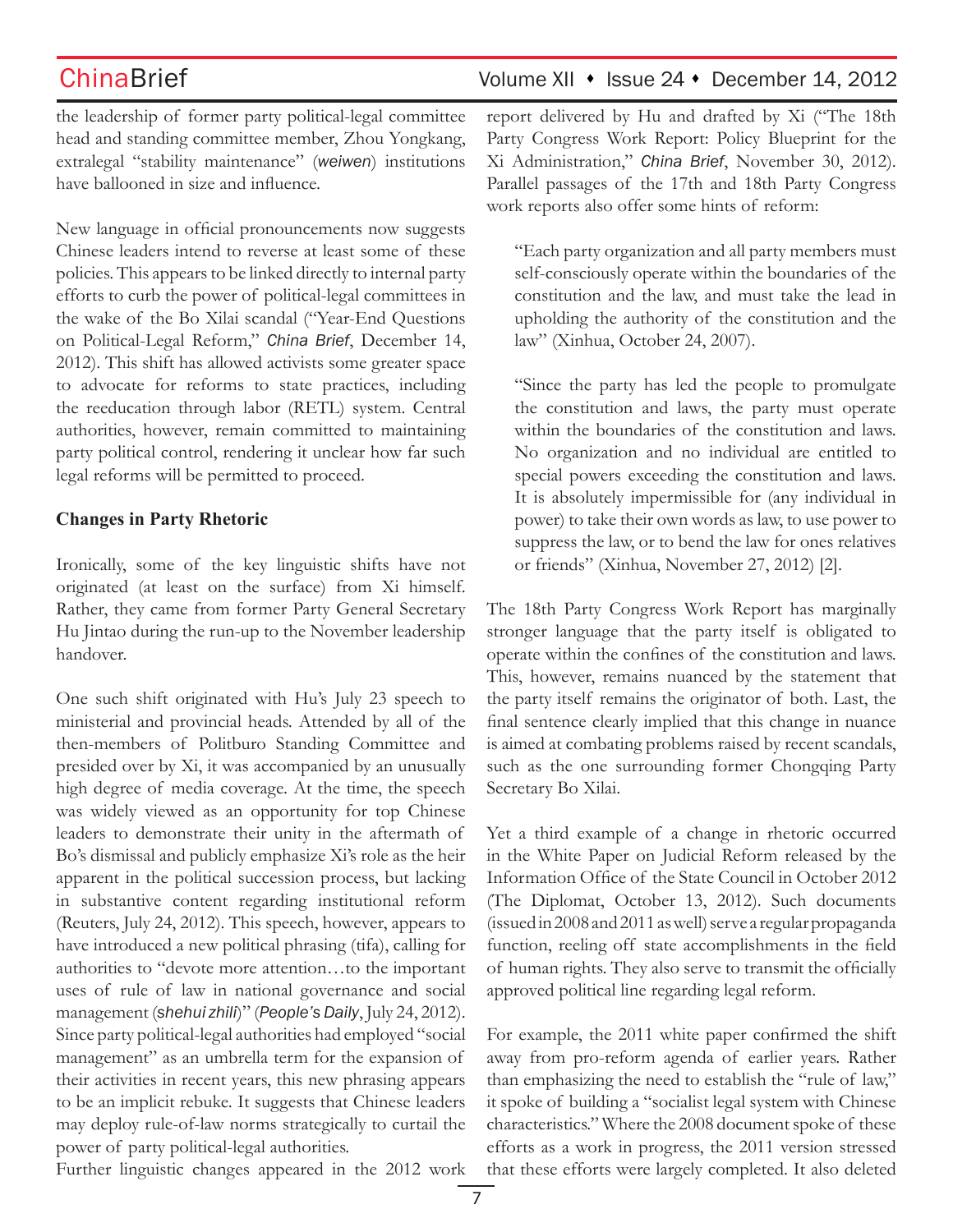the leadership of former party political-legal committee head and standing committee member, Zhou Yongkang, extralegal "stability maintenance" (*weiwen*) institutions have ballooned in size and influence.

New language in official pronouncements now suggests Chinese leaders intend to reverse at least some of these policies. This appears to be linked directly to internal party efforts to curb the power of political-legal committees in the wake of the Bo Xilai scandal ("Year-End Questions on Political-Legal Reform," *China Brief*, December 14, 2012). This shift has allowed activists some greater space to advocate for reforms to state practices, including the reeducation through labor (RETL) system. Central authorities, however, remain committed to maintaining party political control, rendering it unclear how far such legal reforms will be permitted to proceed.

**Changes in Party Rhetoric**

Ironically, some of the key linguistic shifts have not originated (at least on the surface) from Xi himself. Rather, they came from former Party General Secretary Hu Jintao during the run-up to the November leadership handover.

One such shift originated with Hu's July 23 speech to ministerial and provincial heads. Attended by all of the then-members of Politburo Standing Committee and presided over by Xi, it was accompanied by an unusually high degree of media coverage. At the time, the speech was widely viewed as an opportunity for top Chinese leaders to demonstrate their unity in the aftermath of Bo's dismissal and publicly emphasize Xi's role as the heir apparent in the political succession process, but lacking in substantive content regarding institutional reform (Reuters, July 24, 2012). This speech, however, appears to have introduced a new political phrasing (tifa), calling for authorities to "devote more attention…to the important uses of rule of law in national governance and social management (*shehui zhili*)" (*People's Daily*, July 24, 2012). Since party political-legal authorities had employed "social management" as an umbrella term for the expansion of their activities in recent years, this new phrasing appears to be an implicit rebuke. It suggests that Chinese leaders may deploy rule-of-law norms strategically to curtail the power of party political-legal authorities.

Further linguistic changes appeared in the 2012 work report delivered by Hu and drafted by Xi ("The 18th Party Congress Work Report: Policy Blueprint for the Xi Administration," *China Brief*, November 30, 2012). Parallel passages of the 17th and 18th Party Congress work reports also offer some hints of reform:

> "Each party organization and all party members must self-consciously operate within the boundaries of the constitution and the law, and must take the lead in upholding the authority of the constitution and the law" (Xinhua, October 24, 2007).

> "Since the party has led the people to promulgate the constitution and laws, the party must operate within the boundaries of the constitution and laws. No organization and no individual are entitled to special powers exceeding the constitution and laws. It is absolutely impermissible for (any individual in power) to take their own words as law, to use power to suppress the law, or to bend the law for ones relatives or friends" (Xinhua, November 27, 2012) [2].

The 18th Party Congress Work Report has marginally stronger language that the party itself is obligated to operate within the confines of the constitution and laws. This, however, remains nuanced by the statement that the party itself remains the originator of both. Last, the final sentence clearly implied that this change in nuance is aimed at combating problems raised by recent scandals, such as the one surrounding former Chongqing Party Secretary Bo Xilai.

Yet a third example of a change in rhetoric occurred in the White Paper on Judicial Reform released by the Information Office of the State Council in October 2012 (The Diplomat, October 13, 2012). Such documents (issued in 2008 and 2011 as well) serve a regular propaganda function, reeling off state accomplishments in the field of human rights. They also serve to transmit the officially approved political line regarding legal reform.

For example, the 2011 white paper confirmed the shift away from pro-reform agenda of earlier years. Rather than emphasizing the need to establish the "rule of law," it spoke of building a "socialist legal system with Chinese characteristics." Where the 2008 document spoke of these efforts as a work in progress, the 2011 version stressed that these efforts were largely completed. It also deleted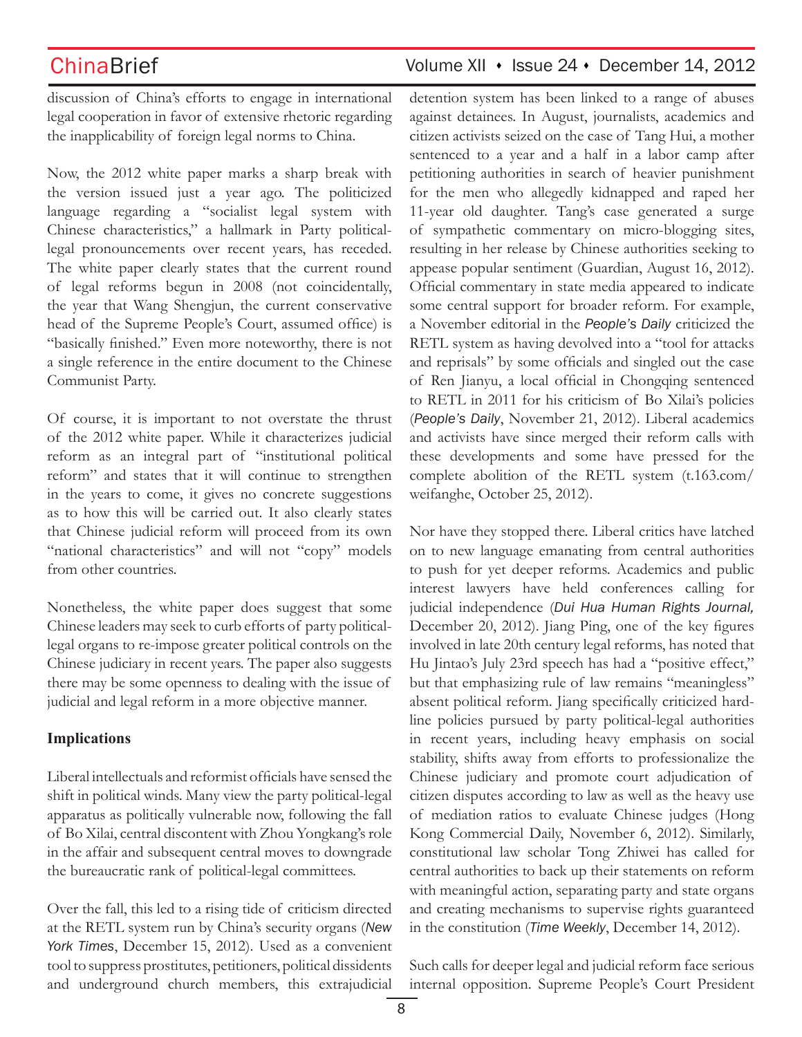discussion of China's efforts to engage in international legal cooperation in favor of extensive rhetoric regarding the inapplicability of foreign legal norms to China.

Now, the 2012 white paper marks a sharp break with the version issued just a year ago. The politicized language regarding a "socialist legal system with Chinese characteristics," a hallmark in Party political-legal pronouncements over recent years, has receded. The white paper clearly states that the current round of legal reforms begun in 2008 (not coincidentally, the year that Wang Shengjun, the current conservative head of the Supreme People's Court, assumed office) is "basically finished." Even more noteworthy, there is not a single reference in the entire document to the Chinese Communist Party.

Of course, it is important to not overstate the thrust of the 2012 white paper. While it characterizes judicial reform as an integral part of "institutional political reform" and states that it will continue to strengthen in the years to come, it gives no concrete suggestions as to how this will be carried out. It also clearly states that Chinese judicial reform will proceed from its own "national characteristics" and will not "copy" models from other countries.

Nonetheless, the white paper does suggest that some Chinese leaders may seek to curb efforts of party political-legal organs to re-impose greater political controls on the Chinese judiciary in recent years. The paper also suggests there may be some openness to dealing with the issue of judicial and legal reform in a more objective manner.

**Implications**

Liberal intellectuals and reformist officials have sensed the shift in political winds. Many view the party political-legal apparatus as politically vulnerable now, following the fall of Bo Xilai, central discontent with Zhou Yongkang's role in the affair and subsequent central moves to downgrade the bureaucratic rank of political-legal committees.

Over the fall, this led to a rising tide of criticism directed at the RETL system run by China's security organs (*New York Times*, December 15, 2012). Used as a convenient tool to suppress prostitutes, petitioners, political dissidents and underground church members, this extrajudicial detention system has been linked to a range of abuses against detainees. In August, journalists, academics and citizen activists seized on the case of Tang Hui, a mother sentenced to a year and a half in a labor camp after petitioning authorities in search of heavier punishment for the men who allegedly kidnapped and raped her 11-year old daughter. Tang's case generated a surge of sympathetic commentary on micro-blogging sites, resulting in her release by Chinese authorities seeking to appease popular sentiment (Guardian, August 16, 2012). Official commentary in state media appeared to indicate some central support for broader reform. For example, a November editorial in the *People's Daily* criticized the RETL system as having devolved into a "tool for attacks and reprisals" by some officials and singled out the case of Ren Jianyu, a local official in Chongqing sentenced to RETL in 2011 for his criticism of Bo Xilai's policies (*People's Daily*, November 21, 2012). Liberal academics and activists have since merged their reform calls with these developments and some have pressed for the complete abolition of the RETL system (t.163.com/weifanghe, October 25, 2012).

Nor have they stopped there. Liberal critics have latched on to new language emanating from central authorities to push for yet deeper reforms. Academics and public interest lawyers have held conferences calling for judicial independence (*Dui Hua Human Rights Journal*, December 20, 2012). Jiang Ping, one of the key figures involved in late 20th century legal reforms, has noted that Hu Jintao's July 23rd speech has had a "positive effect," but that emphasizing rule of law remains "meaningless" absent political reform. Jiang specifically criticized hard-line policies pursued by party political-legal authorities in recent years, including heavy emphasis on social stability, shifts away from efforts to professionalize the Chinese judiciary and promote court adjudication of citizen disputes according to law as well as the heavy use of mediation ratios to evaluate Chinese judges (Hong Kong Commercial Daily, November 6, 2012). Similarly, constitutional law scholar Tong Zhiwei has called for central authorities to back up their statements on reform with meaningful action, separating party and state organs and creating mechanisms to supervise rights guaranteed in the constitution (*Time Weekly*, December 14, 2012).

Such calls for deeper legal and judicial reform face serious internal opposition. Supreme People's Court President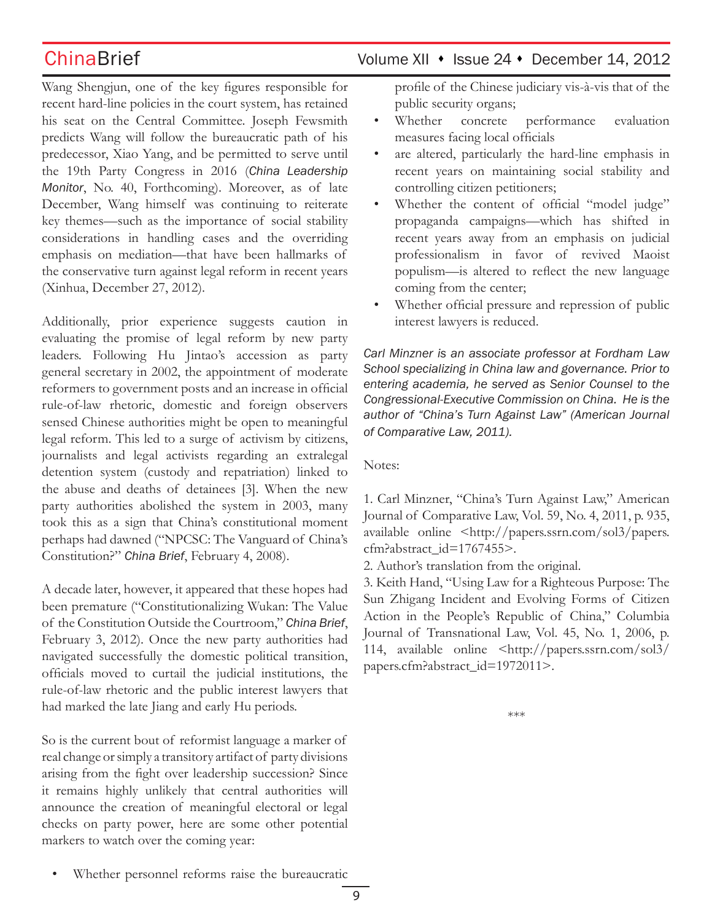Wang Shengjun, one of the key figures responsible for recent hard-line policies in the court system, has retained his seat on the Central Committee. Joseph Fewsmith predicts Wang will follow the bureaucratic path of his predecessor, Xiao Yang, and be permitted to serve until the 19th Party Congress in 2016 (*China Leadership Monitor*, No. 40, Forthcoming). Moreover, as of late December, Wang himself was continuing to reiterate key themes—such as the importance of social stability considerations in handling cases and the overriding emphasis on mediation—that have been hallmarks of the conservative turn against legal reform in recent years (Xinhua, December 27, 2012).

Additionally, prior experience suggests caution in evaluating the promise of legal reform by new party leaders. Following Hu Jintao's accession as party general secretary in 2002, the appointment of moderate reformers to government posts and an increase in official rule-of-law rhetoric, domestic and foreign observers sensed Chinese authorities might be open to meaningful legal reform. This led to a surge of activism by citizens, journalists and legal activists regarding an extralegal detention system (custody and repatriation) linked to the abuse and deaths of detainees [3]. When the new party authorities abolished the system in 2003, many took this as a sign that China's constitutional moment perhaps had dawned ("NPCSC: The Vanguard of China's Constitution?" *China Brief*, February 4, 2008).

A decade later, however, it appeared that these hopes had been premature ("Constitutionalizing Wukan: The Value of the Constitution Outside the Courtroom," *China Brief*, February 3, 2012). Once the new party authorities had navigated successfully the domestic political transition, officials moved to curtail the judicial institutions, the rule-of-law rhetoric and the public interest lawyers that had marked the late Jiang and early Hu periods.

So is the current bout of reformist language a marker of real change or simply a transitory artifact of party divisions arising from the fight over leadership succession? Since it remains highly unlikely that central authorities will announce the creation of meaningful electoral or legal checks on party power, here are some other potential markers to watch over the coming year:

- Whether personnel reforms raise the bureaucratic profile of the Chinese judiciary vis-à-vis that of the public security organs;
- Whether concrete performance evaluation measures facing local officials
- are altered, particularly the hard-line emphasis in recent years on maintaining social stability and controlling citizen petitioners;
- Whether the content of official "model judge" propaganda campaigns—which has shifted in recent years away from an emphasis on judicial professionalism in favor of revived Maoist populism—is altered to reflect the new language coming from the center;
- Whether official pressure and repression of public interest lawyers is reduced.

*Carl Minzner is an associate professor at Fordham Law School specializing in China law and governance. Prior to entering academia, he served as Senior Counsel to the Congressional-Executive Commission on China. He is the author of "China's Turn Against Law" (American Journal of Comparative Law, 2011).*

Notes:

1. Carl Minzner, "China's Turn Against Law," American Journal of Comparative Law, Vol. 59, No. 4, 2011, p. 935, available online <http://papers.ssrn.com/sol3/papers.cfm?abstract_id=1767455>.
2. Author's translation from the original.
3. Keith Hand, "Using Law for a Righteous Purpose: The Sun Zhigang Incident and Evolving Forms of Citizen Action in the People's Republic of China," Columbia Journal of Transnational Law, Vol. 45, No. 1, 2006, p. 114, available online <http://papers.ssrn.com/sol3/papers.cfm?abstract_id=1972011>.

***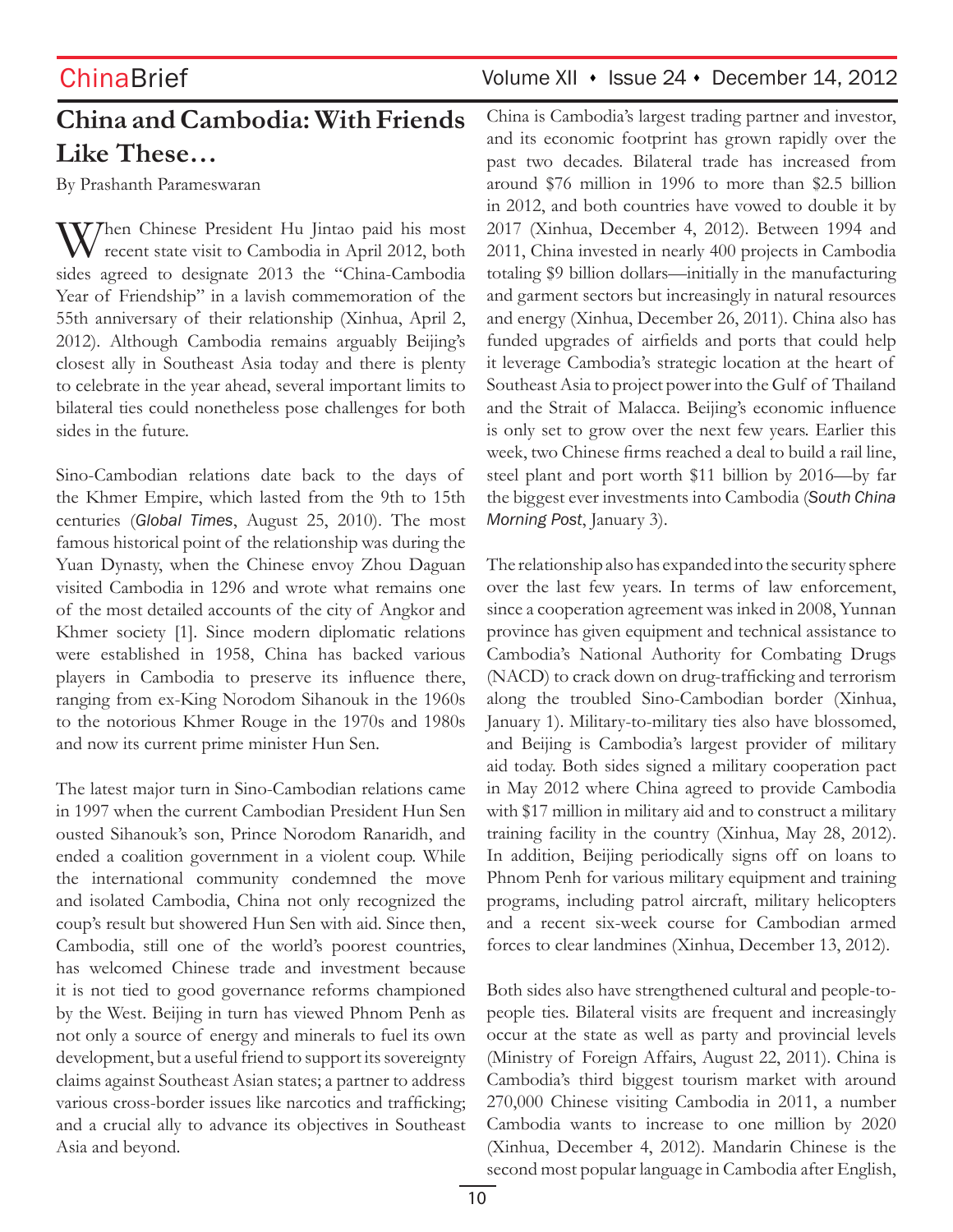# China and Cambodia: With Friends Like These…

By Prashanth Parameswaran

When Chinese President Hu Jintao paid his most recent state visit to Cambodia in April 2012, both sides agreed to designate 2013 the "China-Cambodia Year of Friendship" in a lavish commemoration of the 55th anniversary of their relationship (Xinhua, April 2, 2012). Although Cambodia remains arguably Beijing's closest ally in Southeast Asia today and there is plenty to celebrate in the year ahead, several important limits to bilateral ties could nonetheless pose challenges for both sides in the future.

Sino-Cambodian relations date back to the days of the Khmer Empire, which lasted from the 9th to 15th centuries (*Global Times*, August 25, 2010). The most famous historical point of the relationship was during the Yuan Dynasty, when the Chinese envoy Zhou Daguan visited Cambodia in 1296 and wrote what remains one of the most detailed accounts of the city of Angkor and Khmer society [1]. Since modern diplomatic relations were established in 1958, China has backed various players in Cambodia to preserve its influence there, ranging from ex-King Norodom Sihanouk in the 1960s to the notorious Khmer Rouge in the 1970s and 1980s and now its current prime minister Hun Sen.

The latest major turn in Sino-Cambodian relations came in 1997 when the current Cambodian President Hun Sen ousted Sihanouk's son, Prince Norodom Ranaridh, and ended a coalition government in a violent coup. While the international community condemned the move and isolated Cambodia, China not only recognized the coup's result but showered Hun Sen with aid. Since then, Cambodia, still one of the world's poorest countries, has welcomed Chinese trade and investment because it is not tied to good governance reforms championed by the West. Beijing in turn has viewed Phnom Penh as not only a source of energy and minerals to fuel its own development, but a useful friend to support its sovereignty claims against Southeast Asian states; a partner to address various cross-border issues like narcotics and trafficking; and a crucial ally to advance its objectives in Southeast Asia and beyond.

China is Cambodia's largest trading partner and investor, and its economic footprint has grown rapidly over the past two decades. Bilateral trade has increased from around $76 million in 1996 to more than $2.5 billion in 2012, and both countries have vowed to double it by 2017 (Xinhua, December 4, 2012). Between 1994 and 2011, China invested in nearly 400 projects in Cambodia totaling $9 billion dollars—initially in the manufacturing and garment sectors but increasingly in natural resources and energy (Xinhua, December 26, 2011). China also has funded upgrades of airfields and ports that could help it leverage Cambodia's strategic location at the heart of Southeast Asia to project power into the Gulf of Thailand and the Strait of Malacca. Beijing's economic influence is only set to grow over the next few years. Earlier this week, two Chinese firms reached a deal to build a rail line, steel plant and port worth $11 billion by 2016—by far the biggest ever investments into Cambodia (*South China Morning Post*, January 3).

The relationship also has expanded into the security sphere over the last few years. In terms of law enforcement, since a cooperation agreement was inked in 2008, Yunnan province has given equipment and technical assistance to Cambodia's National Authority for Combating Drugs (NACD) to crack down on drug-trafficking and terrorism along the troubled Sino-Cambodian border (Xinhua, January 1). Military-to-military ties also have blossomed, and Beijing is Cambodia's largest provider of military aid today. Both sides signed a military cooperation pact in May 2012 where China agreed to provide Cambodia with $17 million in military aid and to construct a military training facility in the country (Xinhua, May 28, 2012). In addition, Beijing periodically signs off on loans to Phnom Penh for various military equipment and training programs, including patrol aircraft, military helicopters and a recent six-week course for Cambodian armed forces to clear landmines (Xinhua, December 13, 2012).

Both sides also have strengthened cultural and people-to-people ties. Bilateral visits are frequent and increasingly occur at the state as well as party and provincial levels (Ministry of Foreign Affairs, August 22, 2011). China is Cambodia's third biggest tourism market with around 270,000 Chinese visiting Cambodia in 2011, a number Cambodia wants to increase to one million by 2020 (Xinhua, December 4, 2012). Mandarin Chinese is the second most popular language in Cambodia after English,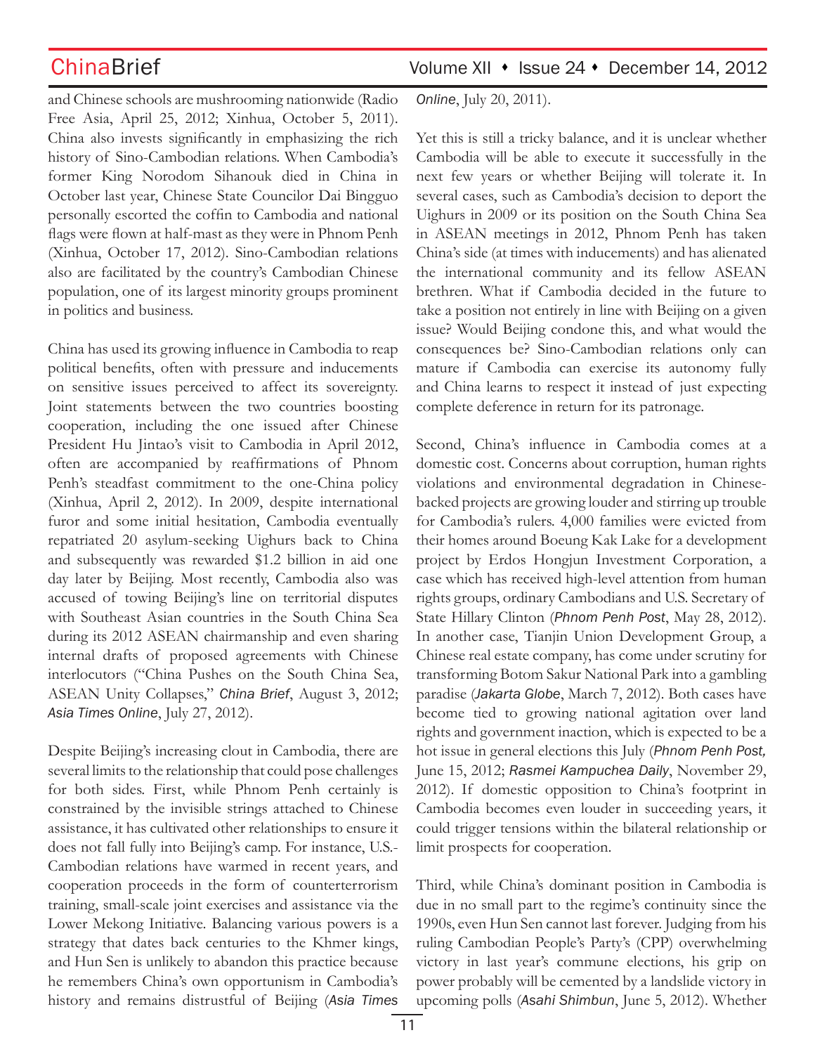and Chinese schools are mushrooming nationwide (Radio Free Asia, April 25, 2012; Xinhua, October 5, 2011). China also invests significantly in emphasizing the rich history of Sino-Cambodian relations. When Cambodia's former King Norodom Sihanouk died in China in October last year, Chinese State Councilor Dai Bingguo personally escorted the coffin to Cambodia and national flags were flown at half-mast as they were in Phnom Penh (Xinhua, October 17, 2012). Sino-Cambodian relations also are facilitated by the country's Cambodian Chinese population, one of its largest minority groups prominent in politics and business.

China has used its growing influence in Cambodia to reap political benefits, often with pressure and inducements on sensitive issues perceived to affect its sovereignty. Joint statements between the two countries boosting cooperation, including the one issued after Chinese President Hu Jintao's visit to Cambodia in April 2012, often are accompanied by reaffirmations of Phnom Penh's steadfast commitment to the one-China policy (Xinhua, April 2, 2012). In 2009, despite international furor and some initial hesitation, Cambodia eventually repatriated 20 asylum-seeking Uighurs back to China and subsequently was rewarded $1.2 billion in aid one day later by Beijing. Most recently, Cambodia also was accused of towing Beijing's line on territorial disputes with Southeast Asian countries in the South China Sea during its 2012 ASEAN chairmanship and even sharing internal drafts of proposed agreements with Chinese interlocutors ("China Pushes on the South China Sea, ASEAN Unity Collapses," *China Brief*, August 3, 2012; *Asia Times Online*, July 27, 2012).

Despite Beijing's increasing clout in Cambodia, there are several limits to the relationship that could pose challenges for both sides. First, while Phnom Penh certainly is constrained by the invisible strings attached to Chinese assistance, it has cultivated other relationships to ensure it does not fall fully into Beijing's camp. For instance, U.S.-Cambodian relations have warmed in recent years, and cooperation proceeds in the form of counterterrorism training, small-scale joint exercises and assistance via the Lower Mekong Initiative. Balancing various powers is a strategy that dates back centuries to the Khmer kings, and Hun Sen is unlikely to abandon this practice because he remembers China's own opportunism in Cambodia's history and remains distrustful of Beijing (*Asia Times Online*, July 20, 2011).

Yet this is still a tricky balance, and it is unclear whether Cambodia will be able to execute it successfully in the next few years or whether Beijing will tolerate it. In several cases, such as Cambodia's decision to deport the Uighurs in 2009 or its position on the South China Sea in ASEAN meetings in 2012, Phnom Penh has taken China's side (at times with inducements) and has alienated the international community and its fellow ASEAN brethren. What if Cambodia decided in the future to take a position not entirely in line with Beijing on a given issue? Would Beijing condone this, and what would the consequences be? Sino-Cambodian relations only can mature if Cambodia can exercise its autonomy fully and China learns to respect it instead of just expecting complete deference in return for its patronage.

Second, China's influence in Cambodia comes at a domestic cost. Concerns about corruption, human rights violations and environmental degradation in Chinese-backed projects are growing louder and stirring up trouble for Cambodia's rulers. 4,000 families were evicted from their homes around Boeung Kak Lake for a development project by Erdos Hongjun Investment Corporation, a case which has received high-level attention from human rights groups, ordinary Cambodians and U.S. Secretary of State Hillary Clinton (*Phnom Penh Post*, May 28, 2012). In another case, Tianjin Union Development Group, a Chinese real estate company, has come under scrutiny for transforming Botom Sakur National Park into a gambling paradise (*Jakarta Globe*, March 7, 2012). Both cases have become tied to growing national agitation over land rights and government inaction, which is expected to be a hot issue in general elections this July (*Phnom Penh Post,* June 15, 2012; *Rasmei Kampuchea Daily*, November 29, 2012). If domestic opposition to China's footprint in Cambodia becomes even louder in succeeding years, it could trigger tensions within the bilateral relationship or limit prospects for cooperation.

Third, while China's dominant position in Cambodia is due in no small part to the regime's continuity since the 1990s, even Hun Sen cannot last forever. Judging from his ruling Cambodian People's Party's (CPP) overwhelming victory in last year's commune elections, his grip on power probably will be cemented by a landslide victory in upcoming polls (*Asahi Shimbun*, June 5, 2012). Whether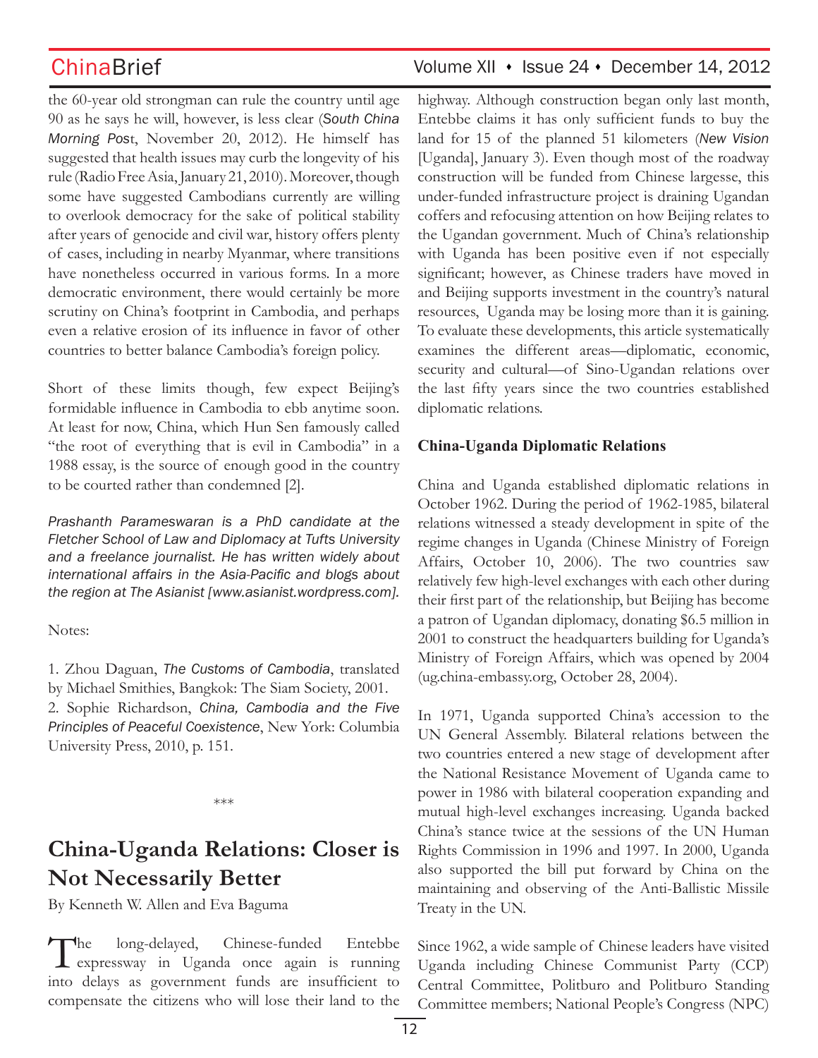the 60-year old strongman can rule the country until age 90 as he says he will, however, is less clear (*South China Morning Pos*t, November 20, 2012). He himself has suggested that health issues may curb the longevity of his rule (Radio Free Asia, January 21, 2010). Moreover, though some have suggested Cambodians currently are willing to overlook democracy for the sake of political stability after years of genocide and civil war, history offers plenty of cases, including in nearby Myanmar, where transitions have nonetheless occurred in various forms. In a more democratic environment, there would certainly be more scrutiny on China's footprint in Cambodia, and perhaps even a relative erosion of its influence in favor of other countries to better balance Cambodia's foreign policy.

Short of these limits though, few expect Beijing's formidable influence in Cambodia to ebb anytime soon. At least for now, China, which Hun Sen famously called "the root of everything that is evil in Cambodia" in a 1988 essay, is the source of enough good in the country to be courted rather than condemned [2].

*Prashanth Parameswaran is a PhD candidate at the Fletcher School of Law and Diplomacy at Tufts University and a freelance journalist. He has written widely about international affairs in the Asia-Pacific and blogs about the region at The Asianist [www.asianist.wordpress.com].*

Notes:

1. Zhou Daguan, *The Customs of Cambodia*, translated by Michael Smithies, Bangkok: The Siam Society, 2001.
2. Sophie Richardson, *China, Cambodia and the Five Principles of Peaceful Coexistence*, New York: Columbia University Press, 2010, p. 151.

\*\*\*

# China-Uganda Relations: Closer is Not Necessarily Better

By Kenneth W. Allen and Eva Baguma

The long-delayed, Chinese-funded Entebbe expressway in Uganda once again is running into delays as government funds are insufficient to compensate the citizens who will lose their land to the highway. Although construction began only last month, Entebbe claims it has only sufficient funds to buy the land for 15 of the planned 51 kilometers (*New Vision* [Uganda], January 3). Even though most of the roadway construction will be funded from Chinese largesse, this under-funded infrastructure project is draining Ugandan coffers and refocusing attention on how Beijing relates to the Ugandan government. Much of China's relationship with Uganda has been positive even if not especially significant; however, as Chinese traders have moved in and Beijing supports investment in the country's natural resources, Uganda may be losing more than it is gaining. To evaluate these developments, this article systematically examines the different areas—diplomatic, economic, security and cultural—of Sino-Ugandan relations over the last fifty years since the two countries established diplomatic relations.

**China-Uganda Diplomatic Relations**

China and Uganda established diplomatic relations in October 1962. During the period of 1962-1985, bilateral relations witnessed a steady development in spite of the regime changes in Uganda (Chinese Ministry of Foreign Affairs, October 10, 2006). The two countries saw relatively few high-level exchanges with each other during their first part of the relationship, but Beijing has become a patron of Ugandan diplomacy, donating $6.5 million in 2001 to construct the headquarters building for Uganda's Ministry of Foreign Affairs, which was opened by 2004 (ug.china-embassy.org, October 28, 2004).

In 1971, Uganda supported China's accession to the UN General Assembly. Bilateral relations between the two countries entered a new stage of development after the National Resistance Movement of Uganda came to power in 1986 with bilateral cooperation expanding and mutual high-level exchanges increasing. Uganda backed China's stance twice at the sessions of the UN Human Rights Commission in 1996 and 1997. In 2000, Uganda also supported the bill put forward by China on the maintaining and observing of the Anti-Ballistic Missile Treaty in the UN.

Since 1962, a wide sample of Chinese leaders have visited Uganda including Chinese Communist Party (CCP) Central Committee, Politburo and Politburo Standing Committee members; National People's Congress (NPC)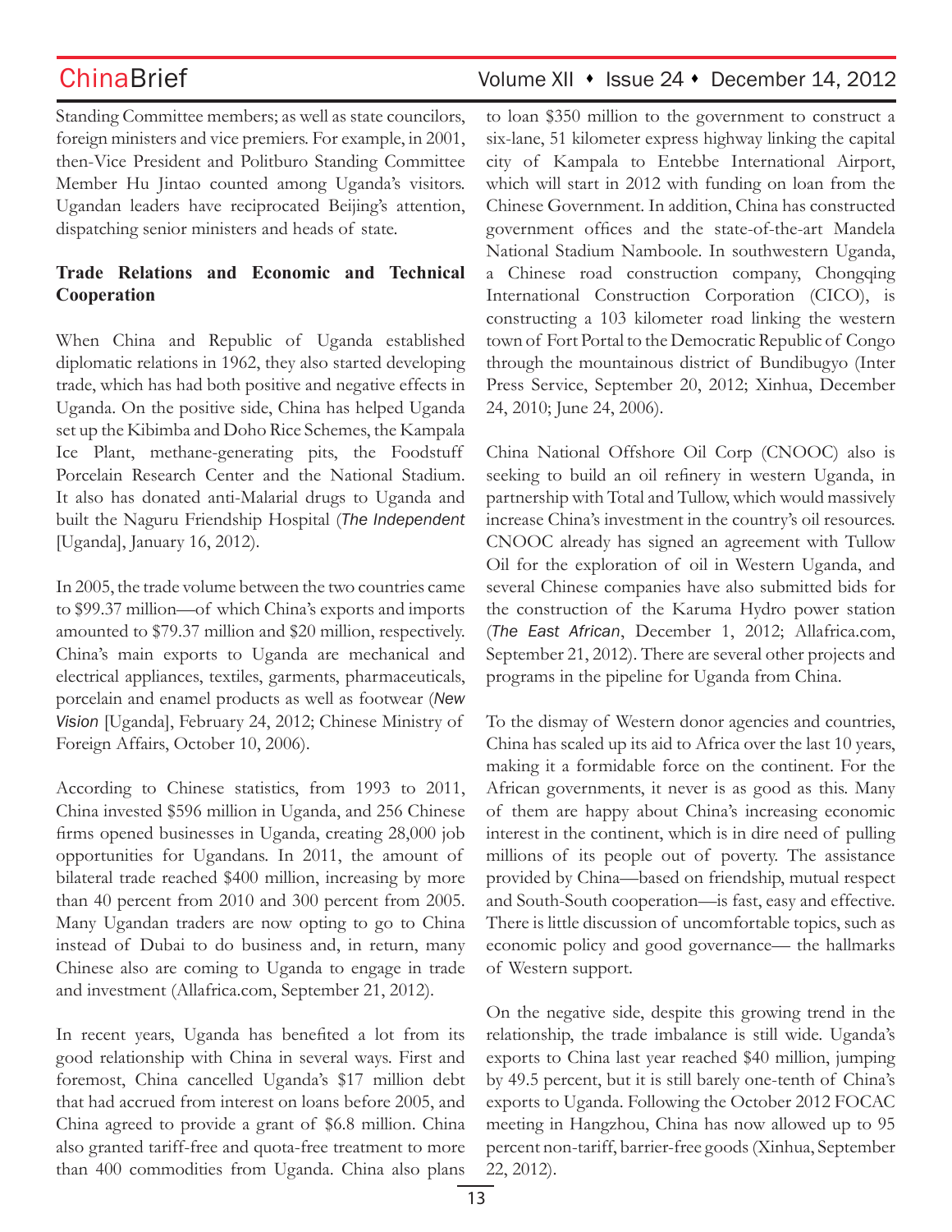Standing Committee members; as well as state councilors, foreign ministers and vice premiers. For example, in 2001, then-Vice President and Politburo Standing Committee Member Hu Jintao counted among Uganda's visitors. Ugandan leaders have reciprocated Beijing's attention, dispatching senior ministers and heads of state.

**Trade Relations and Economic and Technical Cooperation**

When China and Republic of Uganda established diplomatic relations in 1962, they also started developing trade, which has had both positive and negative effects in Uganda. On the positive side, China has helped Uganda set up the Kibimba and Doho Rice Schemes, the Kampala Ice Plant, methane-generating pits, the Foodstuff Porcelain Research Center and the National Stadium. It also has donated anti-Malarial drugs to Uganda and built the Naguru Friendship Hospital (*The Independent* [Uganda], January 16, 2012).

In 2005, the trade volume between the two countries came to $99.37 million—of which China's exports and imports amounted to $79.37 million and $20 million, respectively. China's main exports to Uganda are mechanical and electrical appliances, textiles, garments, pharmaceuticals, porcelain and enamel products as well as footwear (*New Vision* [Uganda], February 24, 2012; Chinese Ministry of Foreign Affairs, October 10, 2006).

According to Chinese statistics, from 1993 to 2011, China invested $596 million in Uganda, and 256 Chinese firms opened businesses in Uganda, creating 28,000 job opportunities for Ugandans. In 2011, the amount of bilateral trade reached $400 million, increasing by more than 40 percent from 2010 and 300 percent from 2005. Many Ugandan traders are now opting to go to China instead of Dubai to do business and, in return, many Chinese also are coming to Uganda to engage in trade and investment (Allafrica.com, September 21, 2012).

In recent years, Uganda has benefited a lot from its good relationship with China in several ways. First and foremost, China cancelled Uganda's $17 million debt that had accrued from interest on loans before 2005, and China agreed to provide a grant of $6.8 million. China also granted tariff-free and quota-free treatment to more than 400 commodities from Uganda. China also plans to loan $350 million to the government to construct a six-lane, 51 kilometer express highway linking the capital city of Kampala to Entebbe International Airport, which will start in 2012 with funding on loan from the Chinese Government. In addition, China has constructed government offices and the state-of-the-art Mandela National Stadium Namboole. In southwestern Uganda, a Chinese road construction company, Chongqing International Construction Corporation (CICO), is constructing a 103 kilometer road linking the western town of Fort Portal to the Democratic Republic of Congo through the mountainous district of Bundibugyo (Inter Press Service, September 20, 2012; Xinhua, December 24, 2010; June 24, 2006).

China National Offshore Oil Corp (CNOOC) also is seeking to build an oil refinery in western Uganda, in partnership with Total and Tullow, which would massively increase China's investment in the country's oil resources. CNOOC already has signed an agreement with Tullow Oil for the exploration of oil in Western Uganda, and several Chinese companies have also submitted bids for the construction of the Karuma Hydro power station (*The East African*, December 1, 2012; Allafrica.com, September 21, 2012). There are several other projects and programs in the pipeline for Uganda from China.

To the dismay of Western donor agencies and countries, China has scaled up its aid to Africa over the last 10 years, making it a formidable force on the continent. For the African governments, it never is as good as this. Many of them are happy about China's increasing economic interest in the continent, which is in dire need of pulling millions of its people out of poverty. The assistance provided by China—based on friendship, mutual respect and South-South cooperation—is fast, easy and effective. There is little discussion of uncomfortable topics, such as economic policy and good governance— the hallmarks of Western support.

On the negative side, despite this growing trend in the relationship, the trade imbalance is still wide. Uganda's exports to China last year reached $40 million, jumping by 49.5 percent, but it is still barely one-tenth of China's exports to Uganda. Following the October 2012 FOCAC meeting in Hangzhou, China has now allowed up to 95 percent non-tariff, barrier-free goods (Xinhua, September 22, 2012).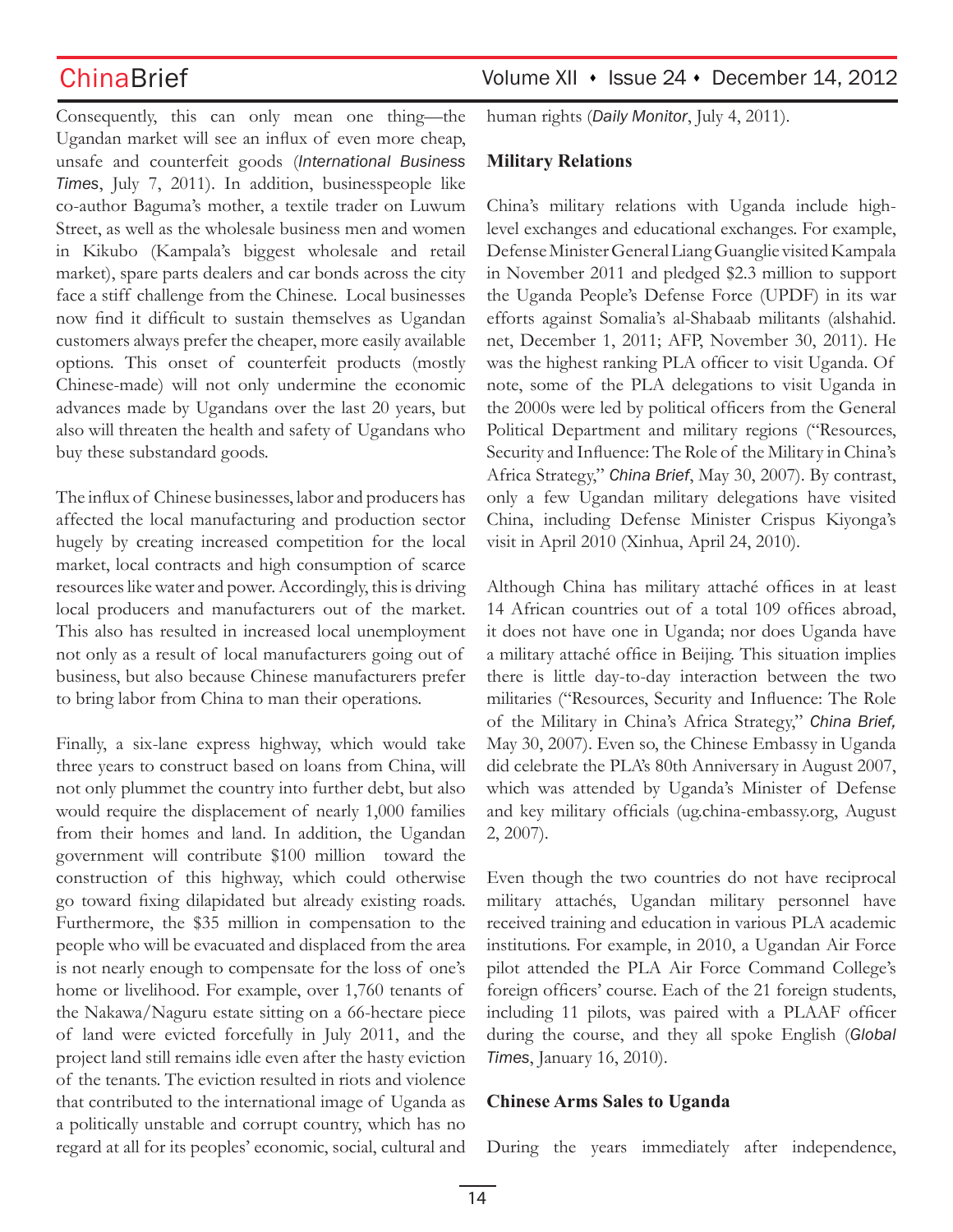Consequently, this can only mean one thing—the Ugandan market will see an influx of even more cheap, unsafe and counterfeit goods (*International Business Times*, July 7, 2011). In addition, businesspeople like co-author Baguma's mother, a textile trader on Luwum Street, as well as the wholesale business men and women in Kikubo (Kampala's biggest wholesale and retail market), spare parts dealers and car bonds across the city face a stiff challenge from the Chinese. Local businesses now find it difficult to sustain themselves as Ugandan customers always prefer the cheaper, more easily available options. This onset of counterfeit products (mostly Chinese-made) will not only undermine the economic advances made by Ugandans over the last 20 years, but also will threaten the health and safety of Ugandans who buy these substandard goods.

The influx of Chinese businesses, labor and producers has affected the local manufacturing and production sector hugely by creating increased competition for the local market, local contracts and high consumption of scarce resources like water and power. Accordingly, this is driving local producers and manufacturers out of the market. This also has resulted in increased local unemployment not only as a result of local manufacturers going out of business, but also because Chinese manufacturers prefer to bring labor from China to man their operations.

Finally, a six-lane express highway, which would take three years to construct based on loans from China, will not only plummet the country into further debt, but also would require the displacement of nearly 1,000 families from their homes and land. In addition, the Ugandan government will contribute $100 million toward the construction of this highway, which could otherwise go toward fixing dilapidated but already existing roads. Furthermore, the $35 million in compensation to the people who will be evacuated and displaced from the area is not nearly enough to compensate for the loss of one's home or livelihood. For example, over 1,760 tenants of the Nakawa/Naguru estate sitting on a 66-hectare piece of land were evicted forcefully in July 2011, and the project land still remains idle even after the hasty eviction of the tenants. The eviction resulted in riots and violence that contributed to the international image of Uganda as a politically unstable and corrupt country, which has no regard at all for its peoples' economic, social, cultural and human rights (*Daily Monitor*, July 4, 2011).

**Military Relations**

China's military relations with Uganda include high-level exchanges and educational exchanges. For example, Defense Minister General Liang Guanglie visited Kampala in November 2011 and pledged $2.3 million to support the Uganda People's Defense Force (UPDF) in its war efforts against Somalia's al-Shabaab militants (alshahid.net, December 1, 2011; AFP, November 30, 2011). He was the highest ranking PLA officer to visit Uganda. Of note, some of the PLA delegations to visit Uganda in the 2000s were led by political officers from the General Political Department and military regions ("Resources, Security and Influence: The Role of the Military in China's Africa Strategy," *China Brief*, May 30, 2007). By contrast, only a few Ugandan military delegations have visited China, including Defense Minister Crispus Kiyonga's visit in April 2010 (Xinhua, April 24, 2010).

Although China has military attaché offices in at least 14 African countries out of a total 109 offices abroad, it does not have one in Uganda; nor does Uganda have a military attaché office in Beijing. This situation implies there is little day-to-day interaction between the two militaries ("Resources, Security and Influence: The Role of the Military in China's Africa Strategy," *China Brief,* May 30, 2007). Even so, the Chinese Embassy in Uganda did celebrate the PLA's 80th Anniversary in August 2007, which was attended by Uganda's Minister of Defense and key military officials (ug.china-embassy.org, August 2, 2007).

Even though the two countries do not have reciprocal military attachés, Ugandan military personnel have received training and education in various PLA academic institutions. For example, in 2010, a Ugandan Air Force pilot attended the PLA Air Force Command College's foreign officers' course. Each of the 21 foreign students, including 11 pilots, was paired with a PLAAF officer during the course, and they all spoke English (*Global Times*, January 16, 2010).

**Chinese Arms Sales to Uganda**

During the years immediately after independence,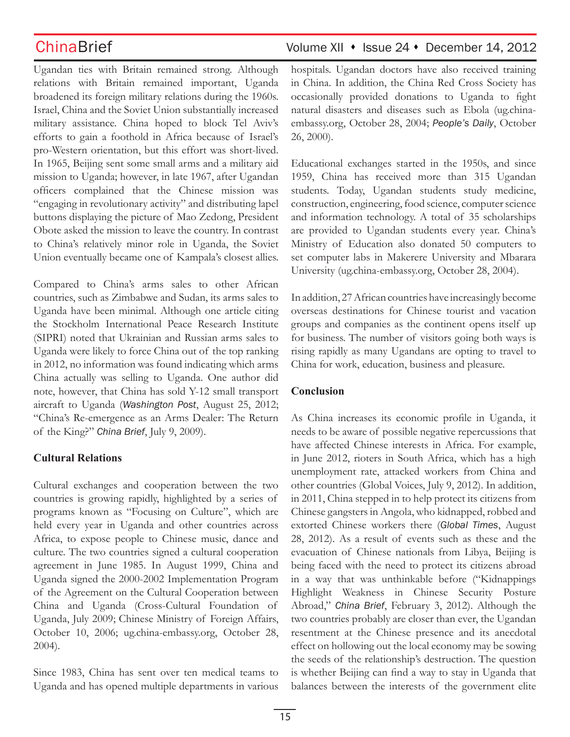Ugandan ties with Britain remained strong. Although relations with Britain remained important, Uganda broadened its foreign military relations during the 1960s. Israel, China and the Soviet Union substantially increased military assistance. China hoped to block Tel Aviv's efforts to gain a foothold in Africa because of Israel's pro-Western orientation, but this effort was short-lived. In 1965, Beijing sent some small arms and a military aid mission to Uganda; however, in late 1967, after Ugandan officers complained that the Chinese mission was "engaging in revolutionary activity" and distributing lapel buttons displaying the picture of Mao Zedong, President Obote asked the mission to leave the country. In contrast to China's relatively minor role in Uganda, the Soviet Union eventually became one of Kampala's closest allies.

Compared to China's arms sales to other African countries, such as Zimbabwe and Sudan, its arms sales to Uganda have been minimal. Although one article citing the Stockholm International Peace Research Institute (SIPRI) noted that Ukrainian and Russian arms sales to Uganda were likely to force China out of the top ranking in 2012, no information was found indicating which arms China actually was selling to Uganda. One author did note, however, that China has sold Y-12 small transport aircraft to Uganda (*Washington Post*, August 25, 2012; "China's Re-emergence as an Arms Dealer: The Return of the King?" *China Brief*, July 9, 2009).

### Cultural Relations

Cultural exchanges and cooperation between the two countries is growing rapidly, highlighted by a series of programs known as "Focusing on Culture", which are held every year in Uganda and other countries across Africa, to expose people to Chinese music, dance and culture. The two countries signed a cultural cooperation agreement in June 1985. In August 1999, China and Uganda signed the 2000-2002 Implementation Program of the Agreement on the Cultural Cooperation between China and Uganda (Cross-Cultural Foundation of Uganda, July 2009; Chinese Ministry of Foreign Affairs, October 10, 2006; ug.china-embassy.org, October 28, 2004).

Since 1983, China has sent over ten medical teams to Uganda and has opened multiple departments in various hospitals. Ugandan doctors have also received training in China. In addition, the China Red Cross Society has occasionally provided donations to Uganda to fight natural disasters and diseases such as Ebola (ug.china-embassy.org, October 28, 2004; *People's Daily*, October 26, 2000).

Educational exchanges started in the 1950s, and since 1959, China has received more than 315 Ugandan students. Today, Ugandan students study medicine, construction, engineering, food science, computer science and information technology. A total of 35 scholarships are provided to Ugandan students every year. China's Ministry of Education also donated 50 computers to set computer labs in Makerere University and Mbarara University (ug.china-embassy.org, October 28, 2004).

In addition, 27 African countries have increasingly become overseas destinations for Chinese tourist and vacation groups and companies as the continent opens itself up for business. The number of visitors going both ways is rising rapidly as many Ugandans are opting to travel to China for work, education, business and pleasure.

### Conclusion

As China increases its economic profile in Uganda, it needs to be aware of possible negative repercussions that have affected Chinese interests in Africa. For example, in June 2012, rioters in South Africa, which has a high unemployment rate, attacked workers from China and other countries (Global Voices, July 9, 2012). In addition, in 2011, China stepped in to help protect its citizens from Chinese gangsters in Angola, who kidnapped, robbed and extorted Chinese workers there (*Global Times*, August 28, 2012). As a result of events such as these and the evacuation of Chinese nationals from Libya, Beijing is being faced with the need to protect its citizens abroad in a way that was unthinkable before ("Kidnappings Highlight Weakness in Chinese Security Posture Abroad," *China Brief*, February 3, 2012). Although the two countries probably are closer than ever, the Ugandan resentment at the Chinese presence and its anecdotal effect on hollowing out the local economy may be sowing the seeds of the relationship's destruction. The question is whether Beijing can find a way to stay in Uganda that balances between the interests of the government elite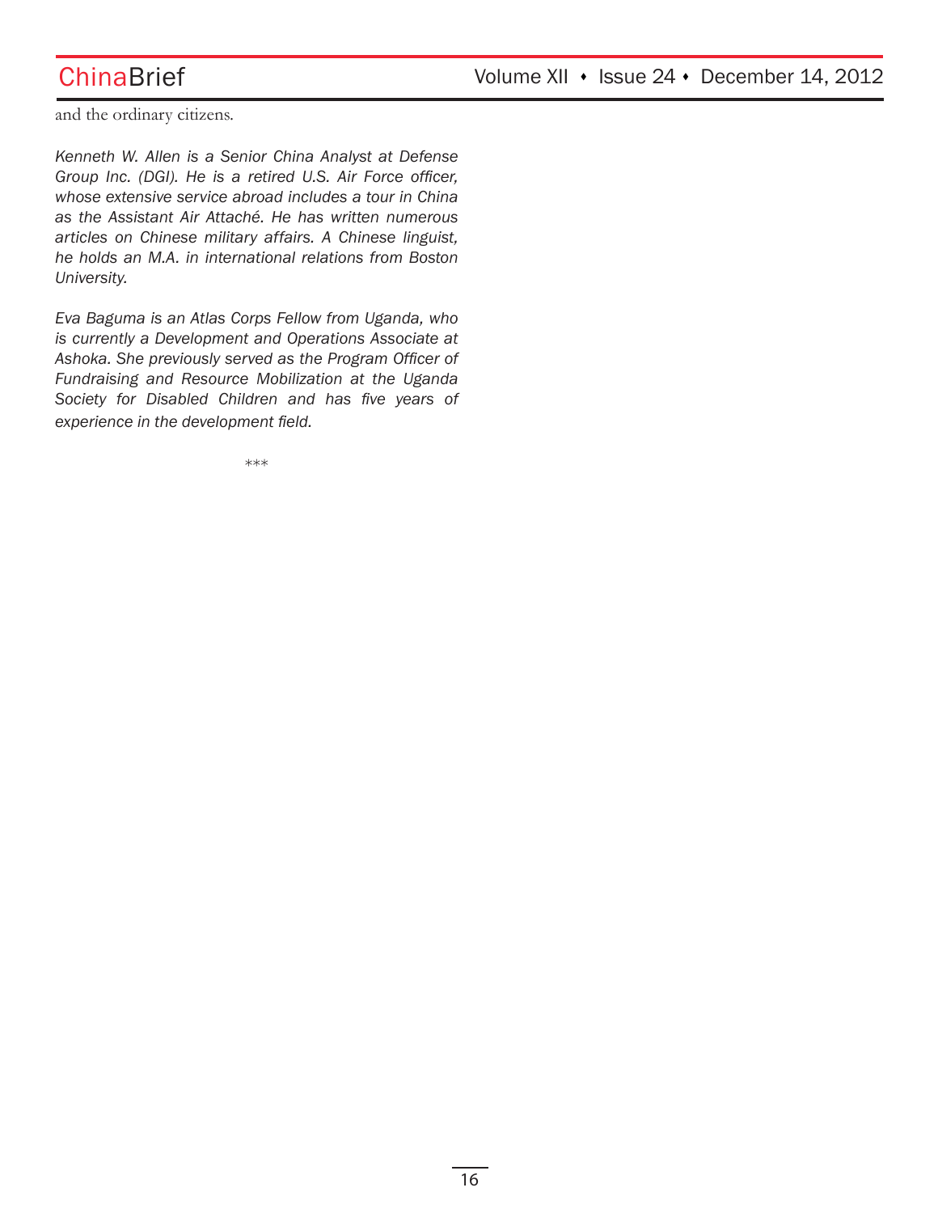and the ordinary citizens.

*Kenneth W. Allen is a Senior China Analyst at Defense Group Inc. (DGI). He is a retired U.S. Air Force officer, whose extensive service abroad includes a tour in China as the Assistant Air Attaché. He has written numerous articles on Chinese military affairs. A Chinese linguist, he holds an M.A. in international relations from Boston University.*

*Eva Baguma is an Atlas Corps Fellow from Uganda, who is currently a Development and Operations Associate at Ashoka. She previously served as the Program Officer of Fundraising and Resource Mobilization at the Uganda Society for Disabled Children and has five years of experience in the development field.*

***